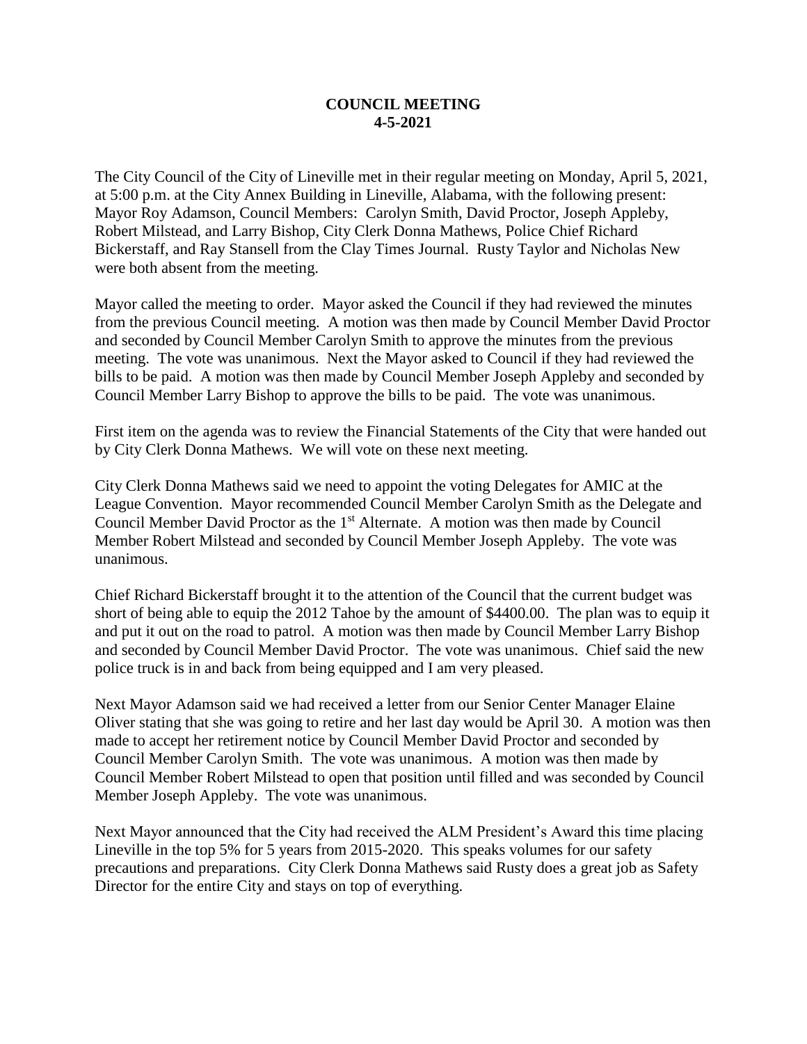**COUNCIL MEETING**
**4-5-2021**

The City Council of the City of Lineville met in their regular meeting on Monday, April 5, 2021, at 5:00 p.m. at the City Annex Building in Lineville, Alabama, with the following present: Mayor Roy Adamson, Council Members: Carolyn Smith, David Proctor, Joseph Appleby, Robert Milstead, and Larry Bishop, City Clerk Donna Mathews, Police Chief Richard Bickerstaff, and Ray Stansell from the Clay Times Journal. Rusty Taylor and Nicholas New were both absent from the meeting.

Mayor called the meeting to order. Mayor asked the Council if they had reviewed the minutes from the previous Council meeting. A motion was then made by Council Member David Proctor and seconded by Council Member Carolyn Smith to approve the minutes from the previous meeting. The vote was unanimous. Next the Mayor asked to Council if they had reviewed the bills to be paid. A motion was then made by Council Member Joseph Appleby and seconded by Council Member Larry Bishop to approve the bills to be paid. The vote was unanimous.

First item on the agenda was to review the Financial Statements of the City that were handed out by City Clerk Donna Mathews. We will vote on these next meeting.

City Clerk Donna Mathews said we need to appoint the voting Delegates for AMIC at the League Convention. Mayor recommended Council Member Carolyn Smith as the Delegate and Council Member David Proctor as the 1st Alternate. A motion was then made by Council Member Robert Milstead and seconded by Council Member Joseph Appleby. The vote was unanimous.

Chief Richard Bickerstaff brought it to the attention of the Council that the current budget was short of being able to equip the 2012 Tahoe by the amount of $4400.00. The plan was to equip it and put it out on the road to patrol. A motion was then made by Council Member Larry Bishop and seconded by Council Member David Proctor. The vote was unanimous. Chief said the new police truck is in and back from being equipped and I am very pleased.

Next Mayor Adamson said we had received a letter from our Senior Center Manager Elaine Oliver stating that she was going to retire and her last day would be April 30. A motion was then made to accept her retirement notice by Council Member David Proctor and seconded by Council Member Carolyn Smith. The vote was unanimous. A motion was then made by Council Member Robert Milstead to open that position until filled and was seconded by Council Member Joseph Appleby. The vote was unanimous.

Next Mayor announced that the City had received the ALM President's Award this time placing Lineville in the top 5% for 5 years from 2015-2020. This speaks volumes for our safety precautions and preparations. City Clerk Donna Mathews said Rusty does a great job as Safety Director for the entire City and stays on top of everything.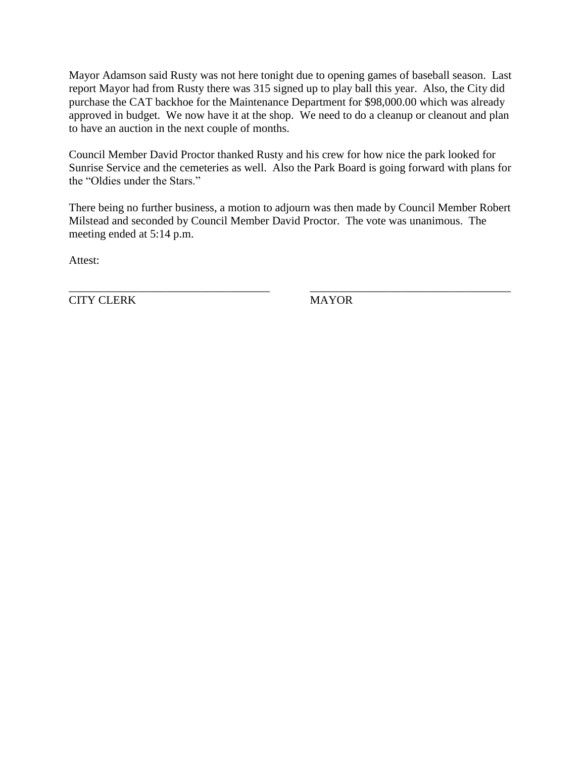Mayor Adamson said Rusty was not here tonight due to opening games of baseball season. Last report Mayor had from Rusty there was 315 signed up to play ball this year. Also, the City did purchase the CAT backhoe for the Maintenance Department for $98,000.00 which was already approved in budget. We now have it at the shop. We need to do a cleanup or cleanout and plan to have an auction in the next couple of months.

Council Member David Proctor thanked Rusty and his crew for how nice the park looked for Sunrise Service and the cemeteries as well. Also the Park Board is going forward with plans for the "Oldies under the Stars."

There being no further business, a motion to adjourn was then made by Council Member Robert Milstead and seconded by Council Member David Proctor. The vote was unanimous. The meeting ended at 5:14 p.m.

Attest:

| | |
|---|---|
| ___________________________________ | ___________________________________ |
| CITY CLERK | MAYOR |